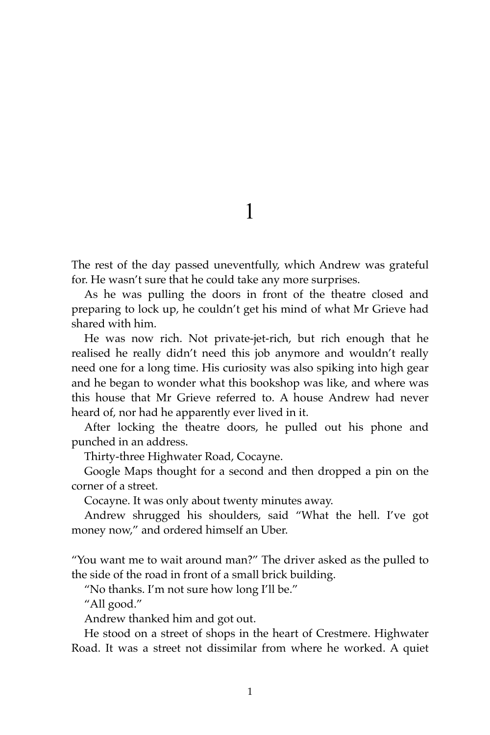# 1

The rest of the day passed uneventfully, which Andrew was grateful for. He wasn't sure that he could take any more surprises.

As he was pulling the doors in front of the theatre closed and preparing to lock up, he couldn't get his mind of what Mr Grieve had shared with him.

He was now rich. Not private-jet-rich, but rich enough that he realised he really didn't need this job anymore and wouldn't really need one for a long time. His curiosity was also spiking into high gear and he began to wonder what this bookshop was like, and where was this house that Mr Grieve referred to. A house Andrew had never heard of, nor had he apparently ever lived in it.

After locking the theatre doors, he pulled out his phone and punched in an address.

Thirty-three Highwater Road, Cocayne.

Google Maps thought for a second and then dropped a pin on the corner of a street.

Cocayne. It was only about twenty minutes away.

Andrew shrugged his shoulders, said "What the hell. I've got money now," and ordered himself an Uber.

"You want me to wait around man?" The driver asked as the pulled to the side of the road in front of a small brick building.

"No thanks. I'm not sure how long I'll be."

"All good."

Andrew thanked him and got out.

He stood on a street of shops in the heart of Crestmere. Highwater Road. It was a street not dissimilar from where he worked. A quiet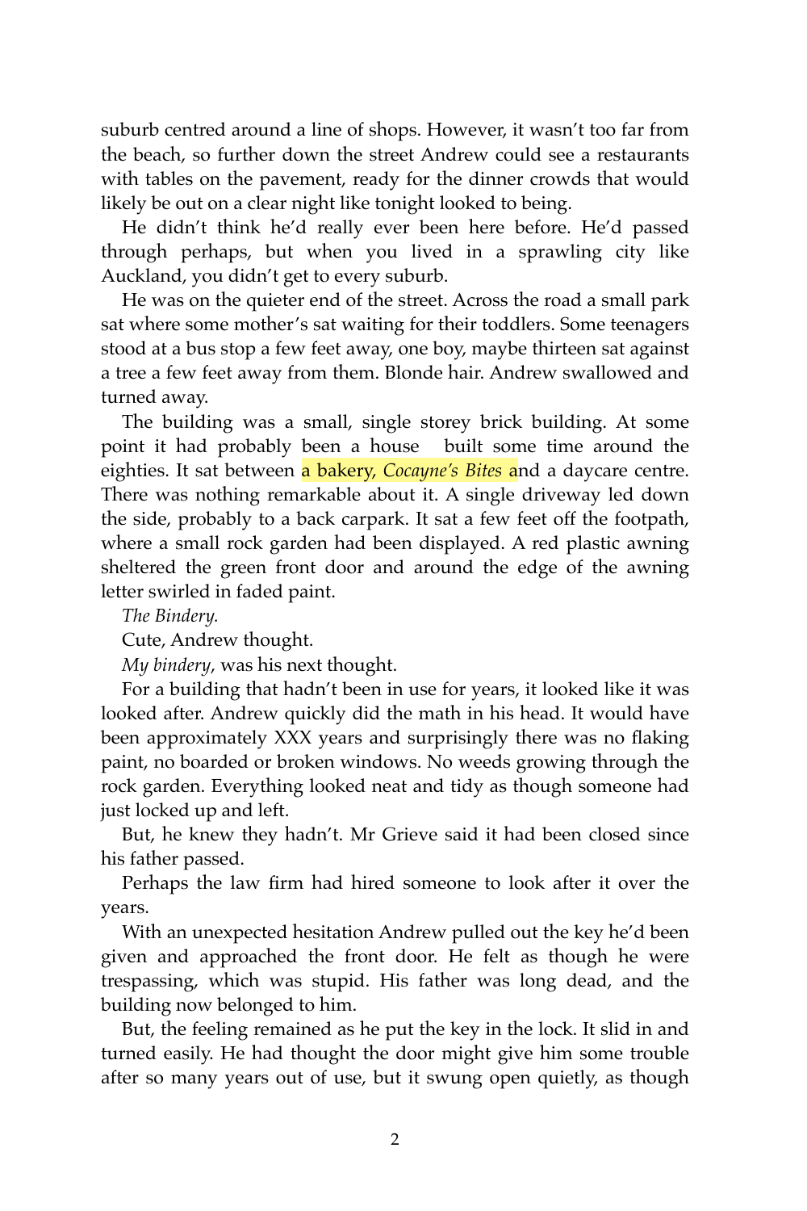suburb centred around a line of shops. However, it wasn't too far from the beach, so further down the street Andrew could see a restaurants with tables on the pavement, ready for the dinner crowds that would likely be out on a clear night like tonight looked to being.

He didn't think he'd really ever been here before. He'd passed through perhaps, but when you lived in a sprawling city like Auckland, you didn't get to every suburb.

He was on the quieter end of the street. Across the road a small park sat where some mother's sat waiting for their toddlers. Some teenagers stood at a bus stop a few feet away, one boy, maybe thirteen sat against a tree a few feet away from them. Blonde hair. Andrew swallowed and turned away.

The building was a small, single storey brick building. At some point it had probably been a house built some time around the eighties. It sat between a bakery, *Cocayne's Bites* and a daycare centre. There was nothing remarkable about it. A single driveway led down the side, probably to a back carpark. It sat a few feet off the footpath, where a small rock garden had been displayed. A red plastic awning sheltered the green front door and around the edge of the awning letter swirled in faded paint.

*The Bindery.*

Cute, Andrew thought.

*My bindery,* was his next thought.

For a building that hadn't been in use for years, it looked like it was looked after. Andrew quickly did the math in his head. It would have been approximately XXX years and surprisingly there was no flaking paint, no boarded or broken windows. No weeds growing through the rock garden. Everything looked neat and tidy as though someone had just locked up and left.

But, he knew they hadn't. Mr Grieve said it had been closed since his father passed.

Perhaps the law firm had hired someone to look after it over the years.

With an unexpected hesitation Andrew pulled out the key he'd been given and approached the front door. He felt as though he were trespassing, which was stupid. His father was long dead, and the building now belonged to him.

But, the feeling remained as he put the key in the lock. It slid in and turned easily. He had thought the door might give him some trouble after so many years out of use, but it swung open quietly, as though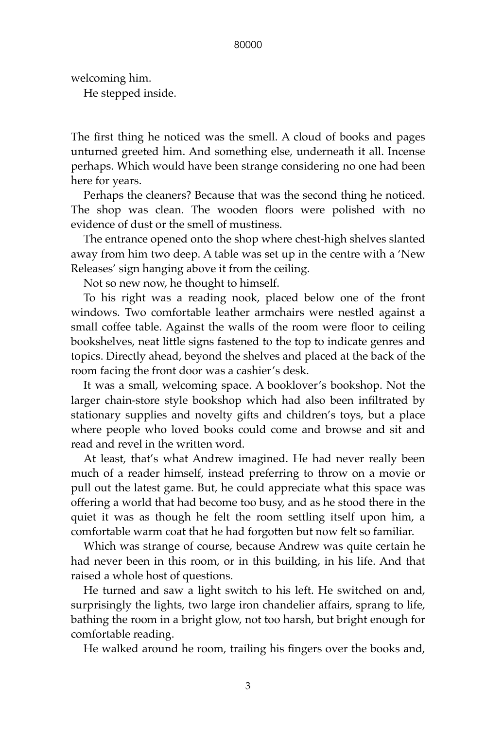welcoming him.

He stepped inside.

The first thing he noticed was the smell. A cloud of books and pages unturned greeted him. And something else, underneath it all. Incense perhaps. Which would have been strange considering no one had been here for years.

Perhaps the cleaners? Because that was the second thing he noticed. The shop was clean. The wooden floors were polished with no evidence of dust or the smell of mustiness.

The entrance opened onto the shop where chest-high shelves slanted away from him two deep. A table was set up in the centre with a 'New Releases' sign hanging above it from the ceiling.

Not so new now, he thought to himself.

To his right was a reading nook, placed below one of the front windows. Two comfortable leather armchairs were nestled against a small coffee table. Against the walls of the room were floor to ceiling bookshelves, neat little signs fastened to the top to indicate genres and topics. Directly ahead, beyond the shelves and placed at the back of the room facing the front door was a cashier's desk.

It was a small, welcoming space. A booklover's bookshop. Not the larger chain-store style bookshop which had also been infiltrated by stationary supplies and novelty gifts and children's toys, but a place where people who loved books could come and browse and sit and read and revel in the written word.

At least, that's what Andrew imagined. He had never really been much of a reader himself, instead preferring to throw on a movie or pull out the latest game. But, he could appreciate what this space was offering a world that had become too busy, and as he stood there in the quiet it was as though he felt the room settling itself upon him, a comfortable warm coat that he had forgotten but now felt so familiar.

Which was strange of course, because Andrew was quite certain he had never been in this room, or in this building, in his life. And that raised a whole host of questions.

He turned and saw a light switch to his left. He switched on and, surprisingly the lights, two large iron chandelier affairs, sprang to life, bathing the room in a bright glow, not too harsh, but bright enough for comfortable reading.

He walked around he room, trailing his fingers over the books and,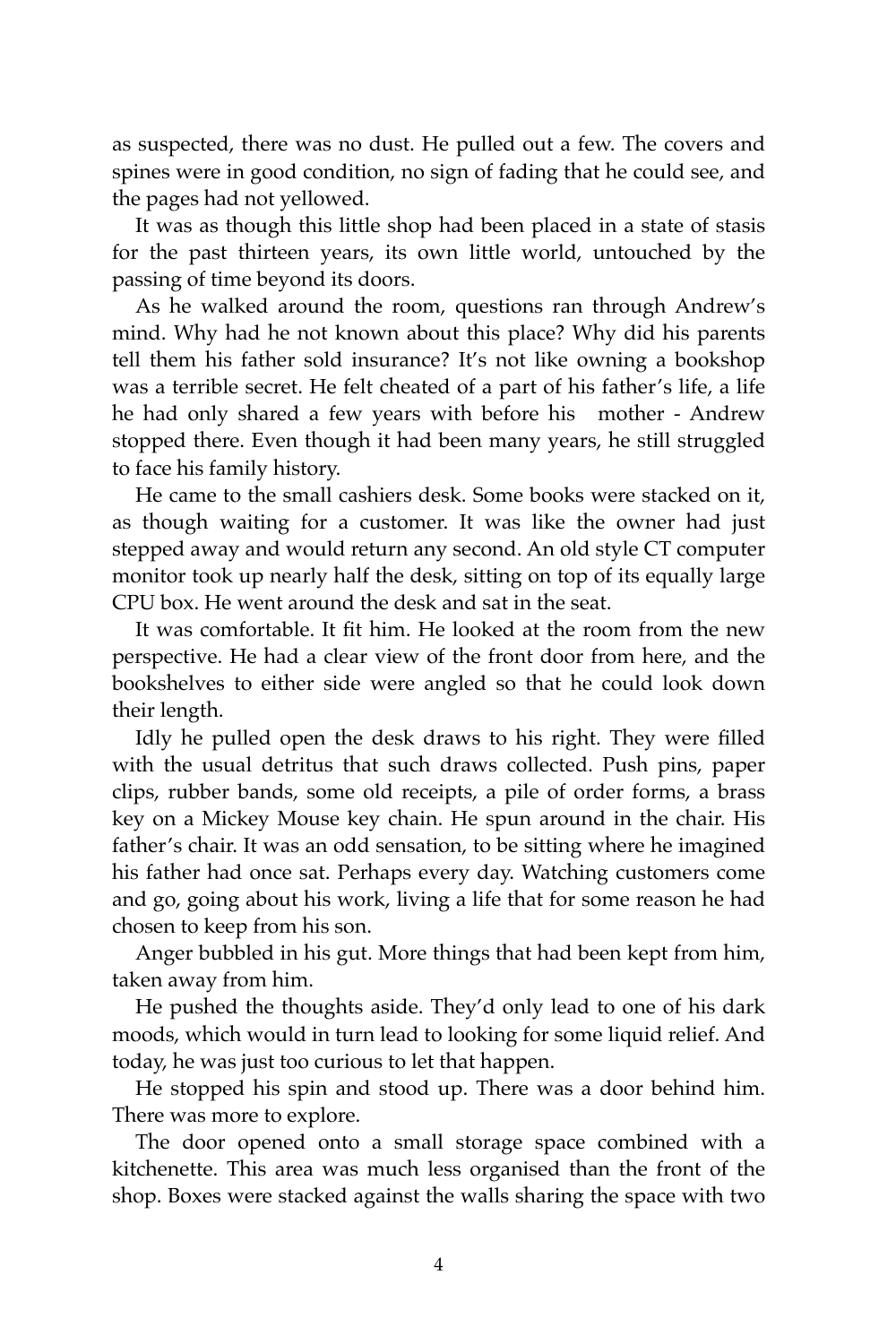as suspected, there was no dust. He pulled out a few. The covers and spines were in good condition, no sign of fading that he could see, and the pages had not yellowed.

It was as though this little shop had been placed in a state of stasis for the past thirteen years, its own little world, untouched by the passing of time beyond its doors.

As he walked around the room, questions ran through Andrew's mind. Why had he not known about this place? Why did his parents tell them his father sold insurance? It's not like owning a bookshop was a terrible secret. He felt cheated of a part of his father's life, a life he had only shared a few years with before his mother - Andrew stopped there. Even though it had been many years, he still struggled to face his family history.

He came to the small cashiers desk. Some books were stacked on it, as though waiting for a customer. It was like the owner had just stepped away and would return any second. An old style CT computer monitor took up nearly half the desk, sitting on top of its equally large CPU box. He went around the desk and sat in the seat.

It was comfortable. It fit him. He looked at the room from the new perspective. He had a clear view of the front door from here, and the bookshelves to either side were angled so that he could look down their length.

Idly he pulled open the desk draws to his right. They were filled with the usual detritus that such draws collected. Push pins, paper clips, rubber bands, some old receipts, a pile of order forms, a brass key on a Mickey Mouse key chain. He spun around in the chair. His father's chair. It was an odd sensation, to be sitting where he imagined his father had once sat. Perhaps every day. Watching customers come and go, going about his work, living a life that for some reason he had chosen to keep from his son.

Anger bubbled in his gut. More things that had been kept from him, taken away from him.

He pushed the thoughts aside. They'd only lead to one of his dark moods, which would in turn lead to looking for some liquid relief. And today, he was just too curious to let that happen.

He stopped his spin and stood up. There was a door behind him. There was more to explore.

The door opened onto a small storage space combined with a kitchenette. This area was much less organised than the front of the shop. Boxes were stacked against the walls sharing the space with two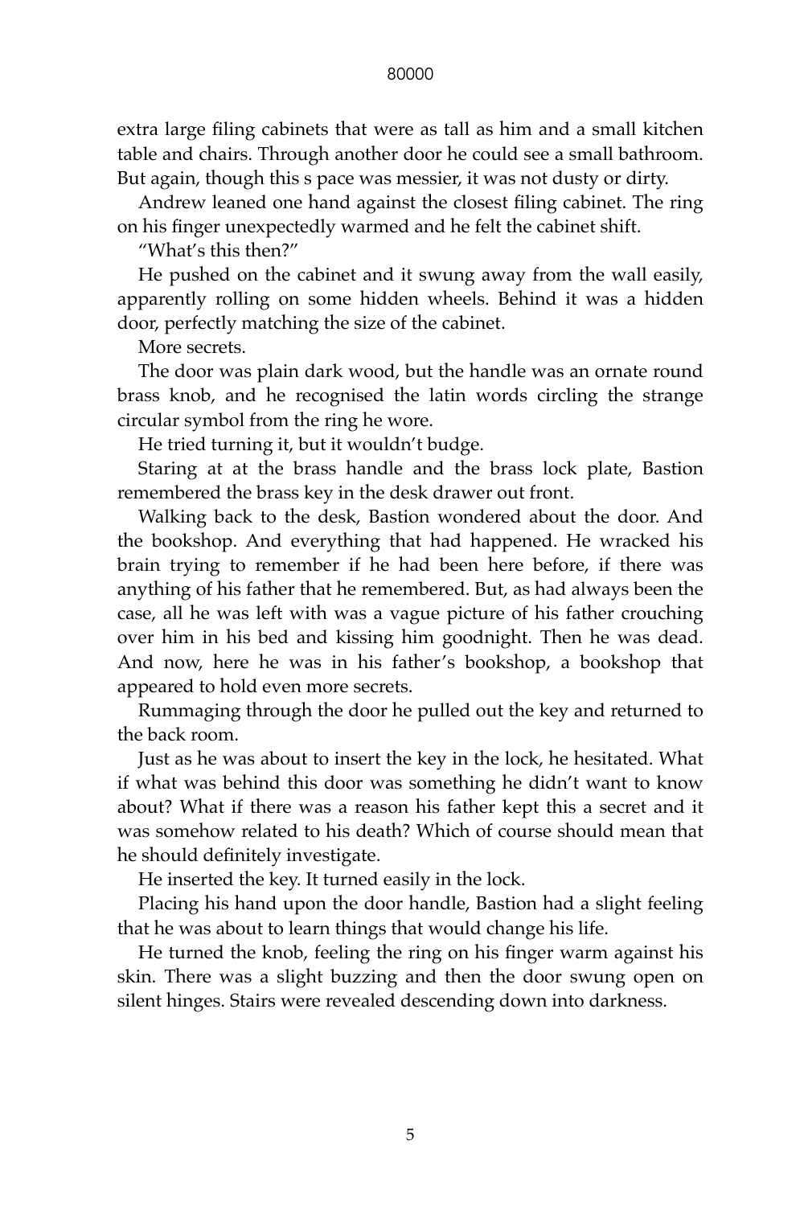extra large filing cabinets that were as tall as him and a small kitchen table and chairs. Through another door he could see a small bathroom. But again, though this s pace was messier, it was not dusty or dirty.

Andrew leaned one hand against the closest filing cabinet. The ring on his finger unexpectedly warmed and he felt the cabinet shift.

"What's this then?"

He pushed on the cabinet and it swung away from the wall easily, apparently rolling on some hidden wheels. Behind it was a hidden door, perfectly matching the size of the cabinet.

More secrets.

The door was plain dark wood, but the handle was an ornate round brass knob, and he recognised the latin words circling the strange circular symbol from the ring he wore.

He tried turning it, but it wouldn't budge.

Staring at at the brass handle and the brass lock plate, Bastion remembered the brass key in the desk drawer out front.

Walking back to the desk, Bastion wondered about the door. And the bookshop. And everything that had happened. He wracked his brain trying to remember if he had been here before, if there was anything of his father that he remembered. But, as had always been the case, all he was left with was a vague picture of his father crouching over him in his bed and kissing him goodnight. Then he was dead. And now, here he was in his father's bookshop, a bookshop that appeared to hold even more secrets.

Rummaging through the door he pulled out the key and returned to the back room.

Just as he was about to insert the key in the lock, he hesitated. What if what was behind this door was something he didn't want to know about? What if there was a reason his father kept this a secret and it was somehow related to his death? Which of course should mean that he should definitely investigate.

He inserted the key. It turned easily in the lock.

Placing his hand upon the door handle, Bastion had a slight feeling that he was about to learn things that would change his life.

He turned the knob, feeling the ring on his finger warm against his skin. There was a slight buzzing and then the door swung open on silent hinges. Stairs were revealed descending down into darkness.